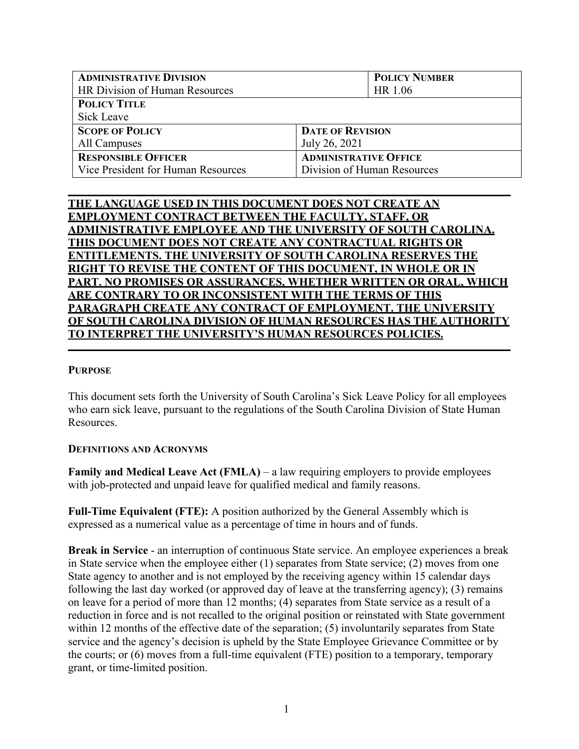| **ADMINISTRATIVE DIVISION** | | **POLICY NUMBER** |
|---|---|---|
| HR Division of Human Resources | | HR 1.06 |
| **POLICY TITLE** | | |
| Sick Leave | | |
| **SCOPE OF POLICY** | **DATE OF REVISION** | |
| All Campuses | July 26, 2021 | |
| **RESPONSIBLE OFFICER** | **ADMINISTRATIVE OFFICE** | |
| Vice President for Human Resources | Division of Human Resources | |

**THE LANGUAGE USED IN THIS DOCUMENT DOES NOT CREATE AN EMPLOYMENT CONTRACT BETWEEN THE FACULTY, STAFF, OR ADMINISTRATIVE EMPLOYEE AND THE UNIVERSITY OF SOUTH CAROLINA. THIS DOCUMENT DOES NOT CREATE ANY CONTRACTUAL RIGHTS OR ENTITLEMENTS. THE UNIVERSITY OF SOUTH CAROLINA RESERVES THE RIGHT TO REVISE THE CONTENT OF THIS DOCUMENT, IN WHOLE OR IN PART. NO PROMISES OR ASSURANCES, WHETHER WRITTEN OR ORAL, WHICH ARE CONTRARY TO OR INCONSISTENT WITH THE TERMS OF THIS PARAGRAPH CREATE ANY CONTRACT OF EMPLOYMENT. THE UNIVERSITY OF SOUTH CAROLINA DIVISION OF HUMAN RESOURCES HAS THE AUTHORITY TO INTERPRET THE UNIVERSITY'S HUMAN RESOURCES POLICIES.**

## PURPOSE

This document sets forth the University of South Carolina's Sick Leave Policy for all employees who earn sick leave, pursuant to the regulations of the South Carolina Division of State Human Resources.

## DEFINITIONS AND ACRONYMS

**Family and Medical Leave Act (FMLA)** – a law requiring employers to provide employees with job-protected and unpaid leave for qualified medical and family reasons.

**Full-Time Equivalent (FTE):** A position authorized by the General Assembly which is expressed as a numerical value as a percentage of time in hours and of funds.

**Break in Service** - an interruption of continuous State service. An employee experiences a break in State service when the employee either (1) separates from State service; (2) moves from one State agency to another and is not employed by the receiving agency within 15 calendar days following the last day worked (or approved day of leave at the transferring agency); (3) remains on leave for a period of more than 12 months; (4) separates from State service as a result of a reduction in force and is not recalled to the original position or reinstated with State government within 12 months of the effective date of the separation; (5) involuntarily separates from State service and the agency's decision is upheld by the State Employee Grievance Committee or by the courts; or (6) moves from a full-time equivalent (FTE) position to a temporary, temporary grant, or time-limited position.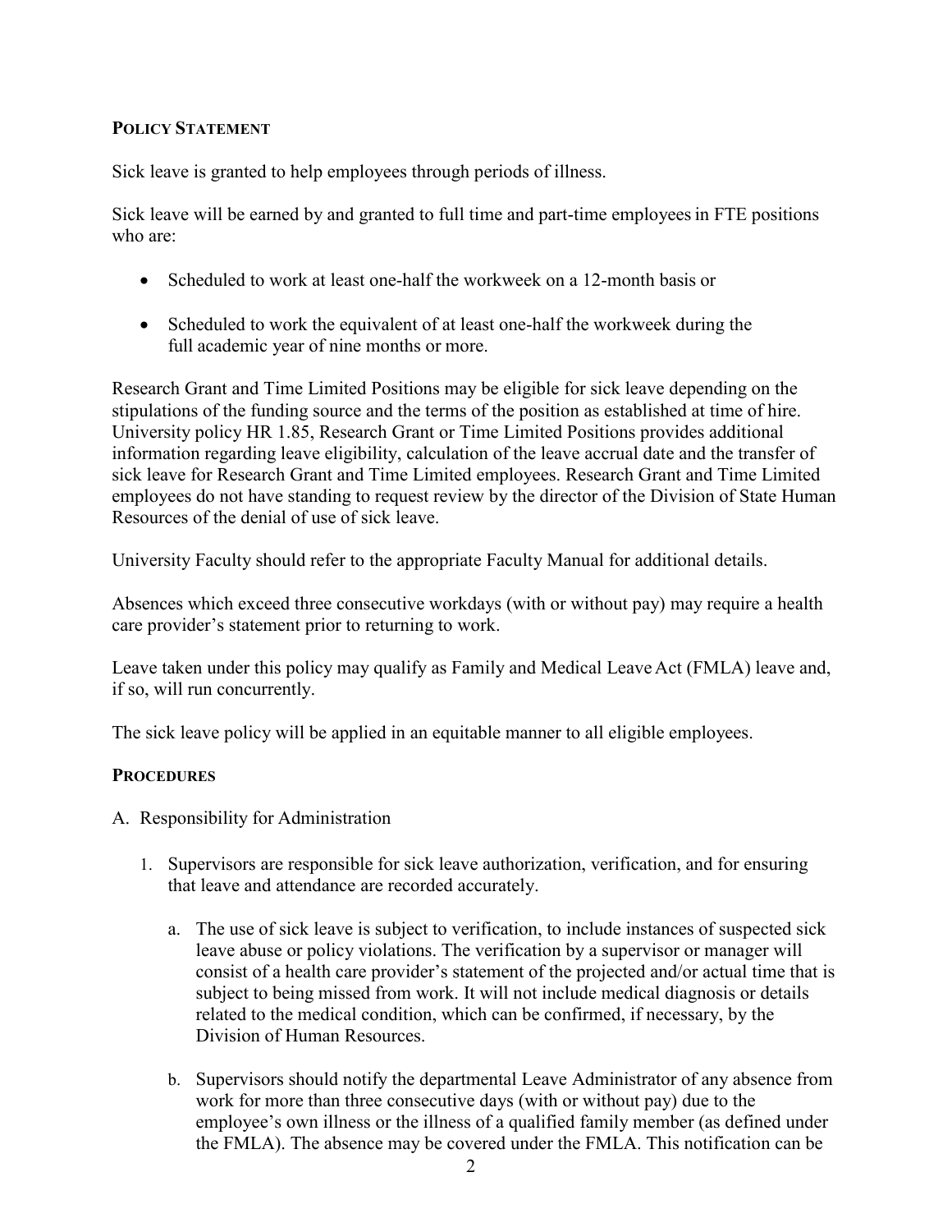## Policy Statement

Sick leave is granted to help employees through periods of illness.

Sick leave will be earned by and granted to full time and part-time employees in FTE positions who are:

- Scheduled to work at least one-half the workweek on a 12-month basis or
- Scheduled to work the equivalent of at least one-half the workweek during the full academic year of nine months or more.

Research Grant and Time Limited Positions may be eligible for sick leave depending on the stipulations of the funding source and the terms of the position as established at time of hire. University policy HR 1.85, Research Grant or Time Limited Positions provides additional information regarding leave eligibility, calculation of the leave accrual date and the transfer of sick leave for Research Grant and Time Limited employees. Research Grant and Time Limited employees do not have standing to request review by the director of the Division of State Human Resources of the denial of use of sick leave.

University Faculty should refer to the appropriate Faculty Manual for additional details.

Absences which exceed three consecutive workdays (with or without pay) may require a health care provider's statement prior to returning to work.

Leave taken under this policy may qualify as Family and Medical Leave Act (FMLA) leave and, if so, will run concurrently.

The sick leave policy will be applied in an equitable manner to all eligible employees.

## Procedures

A. Responsibility for Administration

1. Supervisors are responsible for sick leave authorization, verification, and for ensuring that leave and attendance are recorded accurately.

   a. The use of sick leave is subject to verification, to include instances of suspected sick leave abuse or policy violations. The verification by a supervisor or manager will consist of a health care provider's statement of the projected and/or actual time that is subject to being missed from work. It will not include medical diagnosis or details related to the medical condition, which can be confirmed, if necessary, by the Division of Human Resources.

   b. Supervisors should notify the departmental Leave Administrator of any absence from work for more than three consecutive days (with or without pay) due to the employee's own illness or the illness of a qualified family member (as defined under the FMLA). The absence may be covered under the FMLA. This notification can be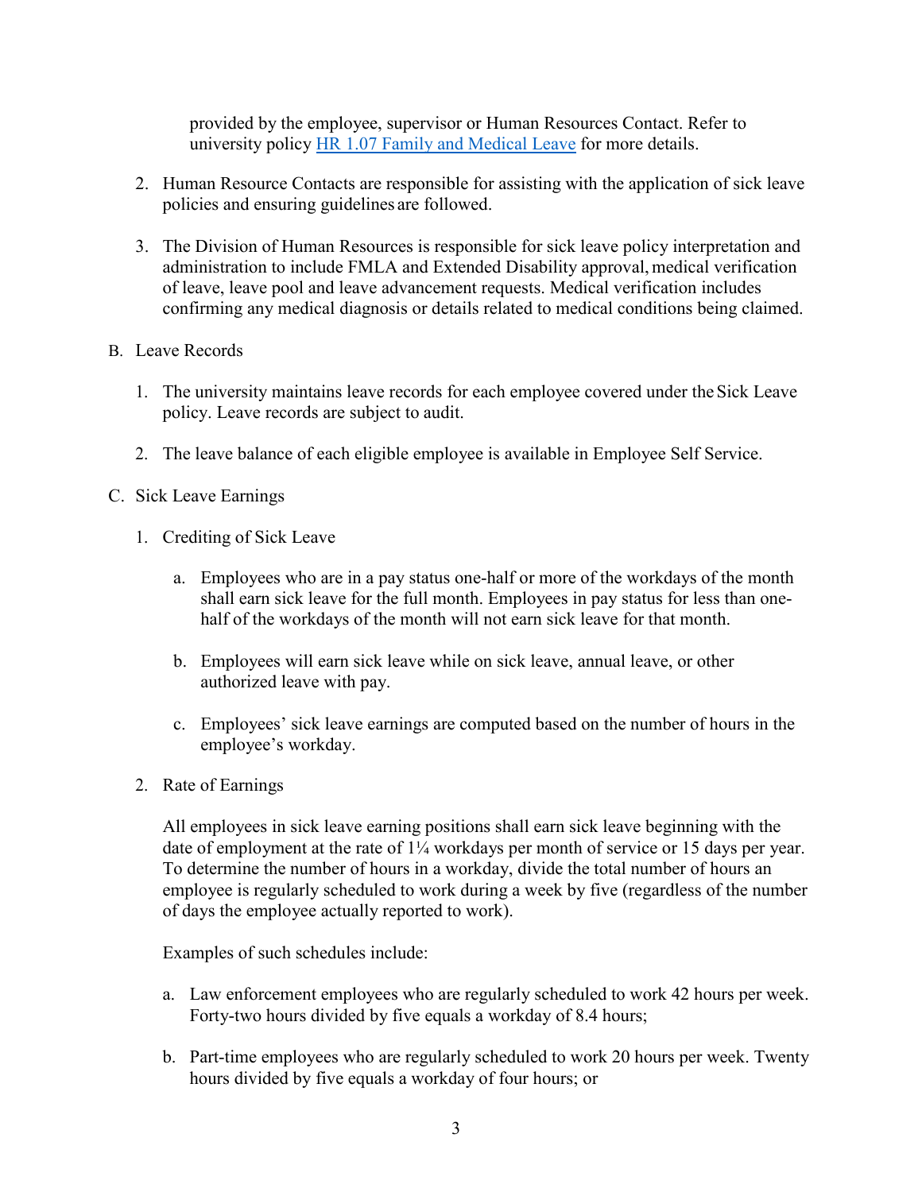provided by the employee, supervisor or Human Resources Contact. Refer to university policy [HR 1.07 Family and Medical Leave](#) for more details.

2. Human Resource Contacts are responsible for assisting with the application of sick leave policies and ensuring guidelines are followed.

3. The Division of Human Resources is responsible for sick leave policy interpretation and administration to include FMLA and Extended Disability approval, medical verification of leave, leave pool and leave advancement requests. Medical verification includes confirming any medical diagnosis or details related to medical conditions being claimed.

B. Leave Records

1. The university maintains leave records for each employee covered under the Sick Leave policy. Leave records are subject to audit.

2. The leave balance of each eligible employee is available in Employee Self Service.

C. Sick Leave Earnings

1. Crediting of Sick Leave

   a. Employees who are in a pay status one-half or more of the workdays of the month shall earn sick leave for the full month. Employees in pay status for less than one-half of the workdays of the month will not earn sick leave for that month.

   b. Employees will earn sick leave while on sick leave, annual leave, or other authorized leave with pay.

   c. Employees' sick leave earnings are computed based on the number of hours in the employee's workday.

2. Rate of Earnings

   All employees in sick leave earning positions shall earn sick leave beginning with the date of employment at the rate of 1¼ workdays per month of service or 15 days per year. To determine the number of hours in a workday, divide the total number of hours an employee is regularly scheduled to work during a week by five (regardless of the number of days the employee actually reported to work).

   Examples of such schedules include:

   a. Law enforcement employees who are regularly scheduled to work 42 hours per week. Forty-two hours divided by five equals a workday of 8.4 hours;

   b. Part-time employees who are regularly scheduled to work 20 hours per week. Twenty hours divided by five equals a workday of four hours; or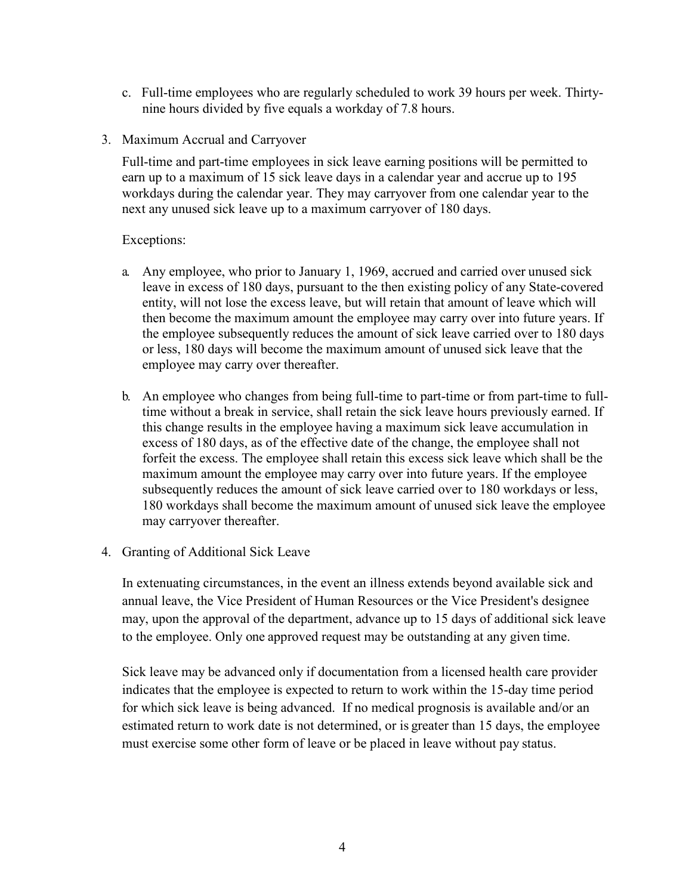c. Full-time employees who are regularly scheduled to work 39 hours per week. Thirty-nine hours divided by five equals a workday of 7.8 hours.

3. Maximum Accrual and Carryover

   Full-time and part-time employees in sick leave earning positions will be permitted to earn up to a maximum of 15 sick leave days in a calendar year and accrue up to 195 workdays during the calendar year. They may carryover from one calendar year to the next any unused sick leave up to a maximum carryover of 180 days.

   Exceptions:

   a. Any employee, who prior to January 1, 1969, accrued and carried over unused sick leave in excess of 180 days, pursuant to the then existing policy of any State-covered entity, will not lose the excess leave, but will retain that amount of leave which will then become the maximum amount the employee may carry over into future years. If the employee subsequently reduces the amount of sick leave carried over to 180 days or less, 180 days will become the maximum amount of unused sick leave that the employee may carry over thereafter.

   b. An employee who changes from being full-time to part-time or from part-time to full-time without a break in service, shall retain the sick leave hours previously earned. If this change results in the employee having a maximum sick leave accumulation in excess of 180 days, as of the effective date of the change, the employee shall not forfeit the excess. The employee shall retain this excess sick leave which shall be the maximum amount the employee may carry over into future years. If the employee subsequently reduces the amount of sick leave carried over to 180 workdays or less, 180 workdays shall become the maximum amount of unused sick leave the employee may carryover thereafter.

4. Granting of Additional Sick Leave

   In extenuating circumstances, in the event an illness extends beyond available sick and annual leave, the Vice President of Human Resources or the Vice President's designee may, upon the approval of the department, advance up to 15 days of additional sick leave to the employee. Only one approved request may be outstanding at any given time.

   Sick leave may be advanced only if documentation from a licensed health care provider indicates that the employee is expected to return to work within the 15-day time period for which sick leave is being advanced. If no medical prognosis is available and/or an estimated return to work date is not determined, or is greater than 15 days, the employee must exercise some other form of leave or be placed in leave without pay status.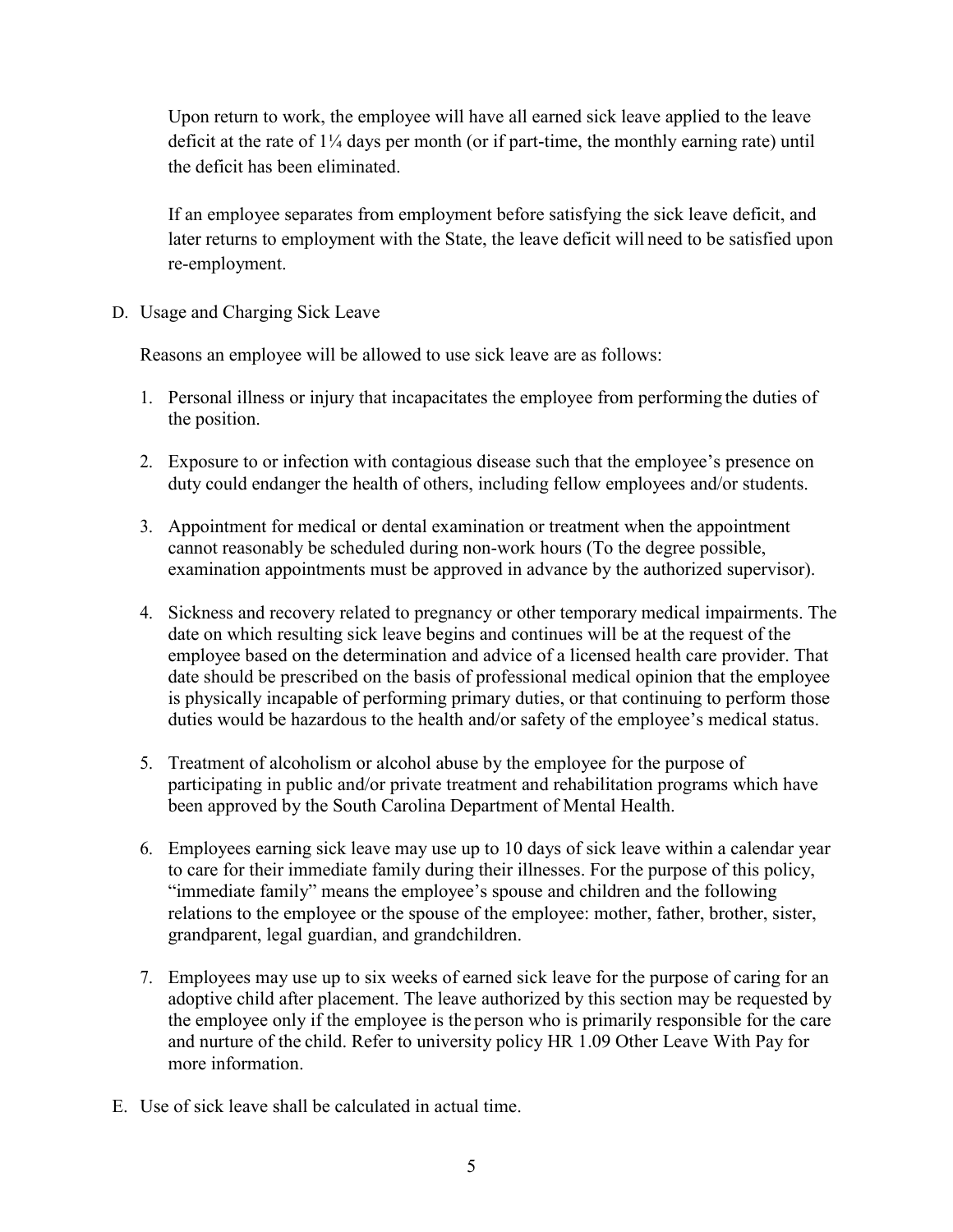Upon return to work, the employee will have all earned sick leave applied to the leave deficit at the rate of 1¼ days per month (or if part-time, the monthly earning rate) until the deficit has been eliminated.

If an employee separates from employment before satisfying the sick leave deficit, and later returns to employment with the State, the leave deficit will need to be satisfied upon re-employment.

D. Usage and Charging Sick Leave

Reasons an employee will be allowed to use sick leave are as follows:

1. Personal illness or injury that incapacitates the employee from performing the duties of the position.

2. Exposure to or infection with contagious disease such that the employee's presence on duty could endanger the health of others, including fellow employees and/or students.

3. Appointment for medical or dental examination or treatment when the appointment cannot reasonably be scheduled during non-work hours (To the degree possible, examination appointments must be approved in advance by the authorized supervisor).

4. Sickness and recovery related to pregnancy or other temporary medical impairments. The date on which resulting sick leave begins and continues will be at the request of the employee based on the determination and advice of a licensed health care provider. That date should be prescribed on the basis of professional medical opinion that the employee is physically incapable of performing primary duties, or that continuing to perform those duties would be hazardous to the health and/or safety of the employee's medical status.

5. Treatment of alcoholism or alcohol abuse by the employee for the purpose of participating in public and/or private treatment and rehabilitation programs which have been approved by the South Carolina Department of Mental Health.

6. Employees earning sick leave may use up to 10 days of sick leave within a calendar year to care for their immediate family during their illnesses. For the purpose of this policy, "immediate family" means the employee's spouse and children and the following relations to the employee or the spouse of the employee: mother, father, brother, sister, grandparent, legal guardian, and grandchildren.

7. Employees may use up to six weeks of earned sick leave for the purpose of caring for an adoptive child after placement. The leave authorized by this section may be requested by the employee only if the employee is the person who is primarily responsible for the care and nurture of the child. Refer to university policy HR 1.09 Other Leave With Pay for more information.

E. Use of sick leave shall be calculated in actual time.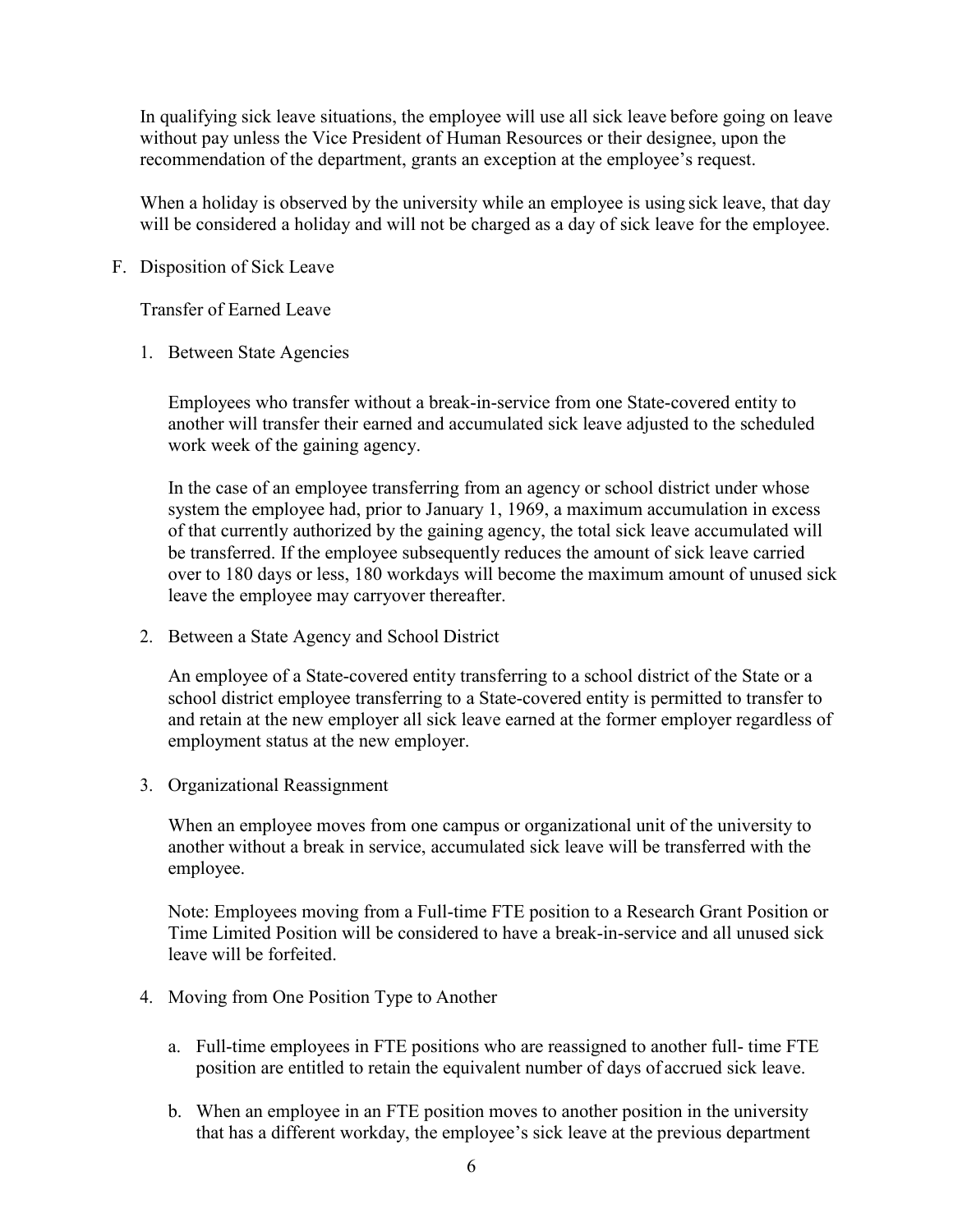In qualifying sick leave situations, the employee will use all sick leave before going on leave without pay unless the Vice President of Human Resources or their designee, upon the recommendation of the department, grants an exception at the employee's request.

When a holiday is observed by the university while an employee is using sick leave, that day will be considered a holiday and will not be charged as a day of sick leave for the employee.

F. Disposition of Sick Leave

Transfer of Earned Leave

1. Between State Agencies

   Employees who transfer without a break-in-service from one State-covered entity to another will transfer their earned and accumulated sick leave adjusted to the scheduled work week of the gaining agency.

   In the case of an employee transferring from an agency or school district under whose system the employee had, prior to January 1, 1969, a maximum accumulation in excess of that currently authorized by the gaining agency, the total sick leave accumulated will be transferred. If the employee subsequently reduces the amount of sick leave carried over to 180 days or less, 180 workdays will become the maximum amount of unused sick leave the employee may carryover thereafter.

2. Between a State Agency and School District

   An employee of a State-covered entity transferring to a school district of the State or a school district employee transferring to a State-covered entity is permitted to transfer to and retain at the new employer all sick leave earned at the former employer regardless of employment status at the new employer.

3. Organizational Reassignment

   When an employee moves from one campus or organizational unit of the university to another without a break in service, accumulated sick leave will be transferred with the employee.

   Note: Employees moving from a Full-time FTE position to a Research Grant Position or Time Limited Position will be considered to have a break-in-service and all unused sick leave will be forfeited.

4. Moving from One Position Type to Another

   a. Full-time employees in FTE positions who are reassigned to another full- time FTE position are entitled to retain the equivalent number of days of accrued sick leave.

   b. When an employee in an FTE position moves to another position in the university that has a different workday, the employee's sick leave at the previous department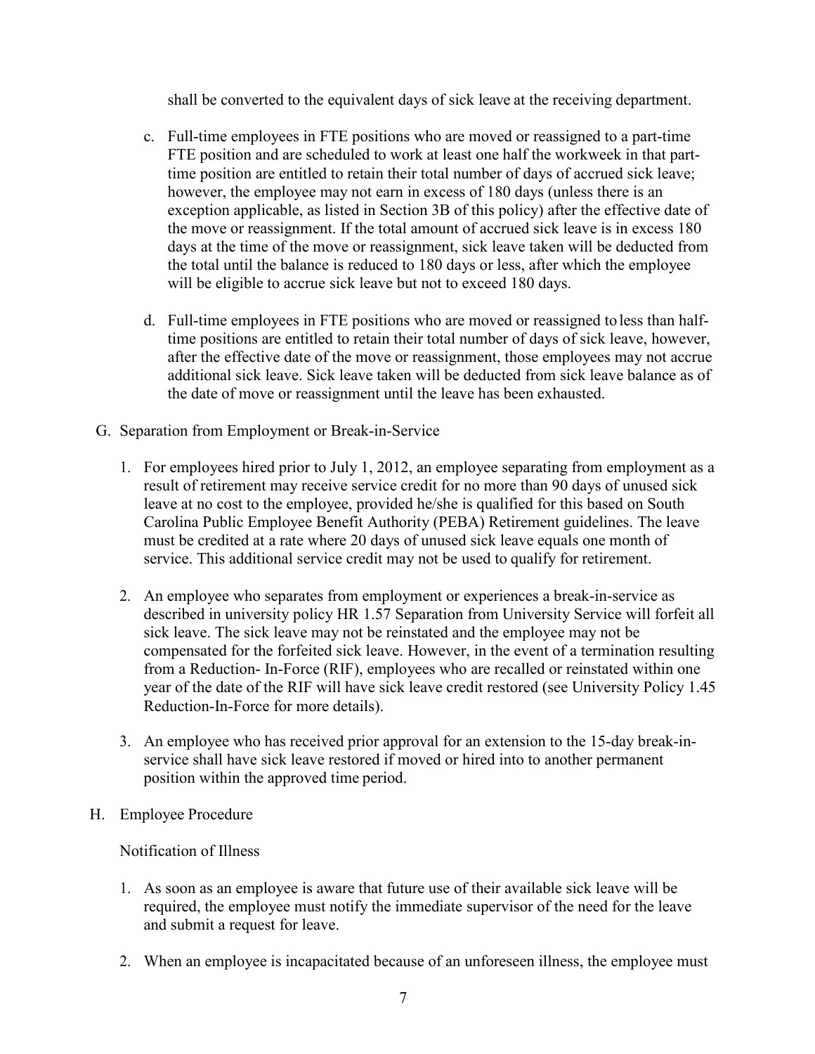shall be converted to the equivalent days of sick leave at the receiving department.

c. Full-time employees in FTE positions who are moved or reassigned to a part-time FTE position and are scheduled to work at least one half the workweek in that part-time position are entitled to retain their total number of days of accrued sick leave; however, the employee may not earn in excess of 180 days (unless there is an exception applicable, as listed in Section 3B of this policy) after the effective date of the move or reassignment. If the total amount of accrued sick leave is in excess 180 days at the time of the move or reassignment, sick leave taken will be deducted from the total until the balance is reduced to 180 days or less, after which the employee will be eligible to accrue sick leave but not to exceed 180 days.

d. Full-time employees in FTE positions who are moved or reassigned to less than half-time positions are entitled to retain their total number of days of sick leave, however, after the effective date of the move or reassignment, those employees may not accrue additional sick leave. Sick leave taken will be deducted from sick leave balance as of the date of move or reassignment until the leave has been exhausted.

G. Separation from Employment or Break-in-Service

1. For employees hired prior to July 1, 2012, an employee separating from employment as a result of retirement may receive service credit for no more than 90 days of unused sick leave at no cost to the employee, provided he/she is qualified for this based on South Carolina Public Employee Benefit Authority (PEBA) Retirement guidelines. The leave must be credited at a rate where 20 days of unused sick leave equals one month of service. This additional service credit may not be used to qualify for retirement.

2. An employee who separates from employment or experiences a break-in-service as described in university policy HR 1.57 Separation from University Service will forfeit all sick leave. The sick leave may not be reinstated and the employee may not be compensated for the forfeited sick leave. However, in the event of a termination resulting from a Reduction- In-Force (RIF), employees who are recalled or reinstated within one year of the date of the RIF will have sick leave credit restored (see University Policy 1.45 Reduction-In-Force for more details).

3. An employee who has received prior approval for an extension to the 15-day break-in-service shall have sick leave restored if moved or hired into to another permanent position within the approved time period.

H. Employee Procedure

Notification of Illness

1. As soon as an employee is aware that future use of their available sick leave will be required, the employee must notify the immediate supervisor of the need for the leave and submit a request for leave.

2. When an employee is incapacitated because of an unforeseen illness, the employee must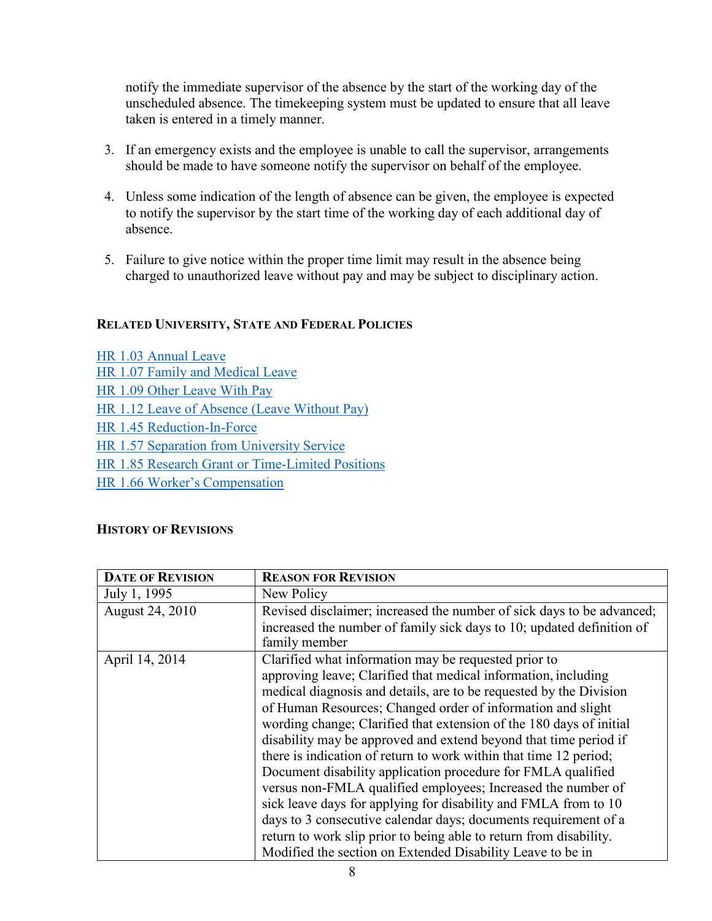notify the immediate supervisor of the absence by the start of the working day of the unscheduled absence. The timekeeping system must be updated to ensure that all leave taken is entered in a timely manner.

3. If an emergency exists and the employee is unable to call the supervisor, arrangements should be made to have someone notify the supervisor on behalf of the employee.

4. Unless some indication of the length of absence can be given, the employee is expected to notify the supervisor by the start time of the working day of each additional day of absence.

5. Failure to give notice within the proper time limit may result in the absence being charged to unauthorized leave without pay and may be subject to disciplinary action.

### RELATED UNIVERSITY, STATE AND FEDERAL POLICIES

HR 1.03 Annual Leave
HR 1.07 Family and Medical Leave
HR 1.09 Other Leave With Pay
HR 1.12 Leave of Absence (Leave Without Pay)
HR 1.45 Reduction-In-Force
HR 1.57 Separation from University Service
HR 1.85 Research Grant or Time-Limited Positions
HR 1.66 Worker's Compensation

### HISTORY OF REVISIONS

| DATE OF REVISION | REASON FOR REVISION |
|---|---|
| July 1, 1995 | New Policy |
| August 24, 2010 | Revised disclaimer; increased the number of sick days to be advanced; increased the number of family sick days to 10; updated definition of family member |
| April 14, 2014 | Clarified what information may be requested prior to approving leave; Clarified that medical information, including medical diagnosis and details, are to be requested by the Division of Human Resources; Changed order of information and slight wording change; Clarified that extension of the 180 days of initial disability may be approved and extend beyond that time period if there is indication of return to work within that time 12 period; Document disability application procedure for FMLA qualified versus non-FMLA qualified employees; Increased the number of sick leave days for applying for disability and FMLA from to 10 days to 3 consecutive calendar days; documents requirement of a return to work slip prior to being able to return from disability. Modified the section on Extended Disability Leave to be in |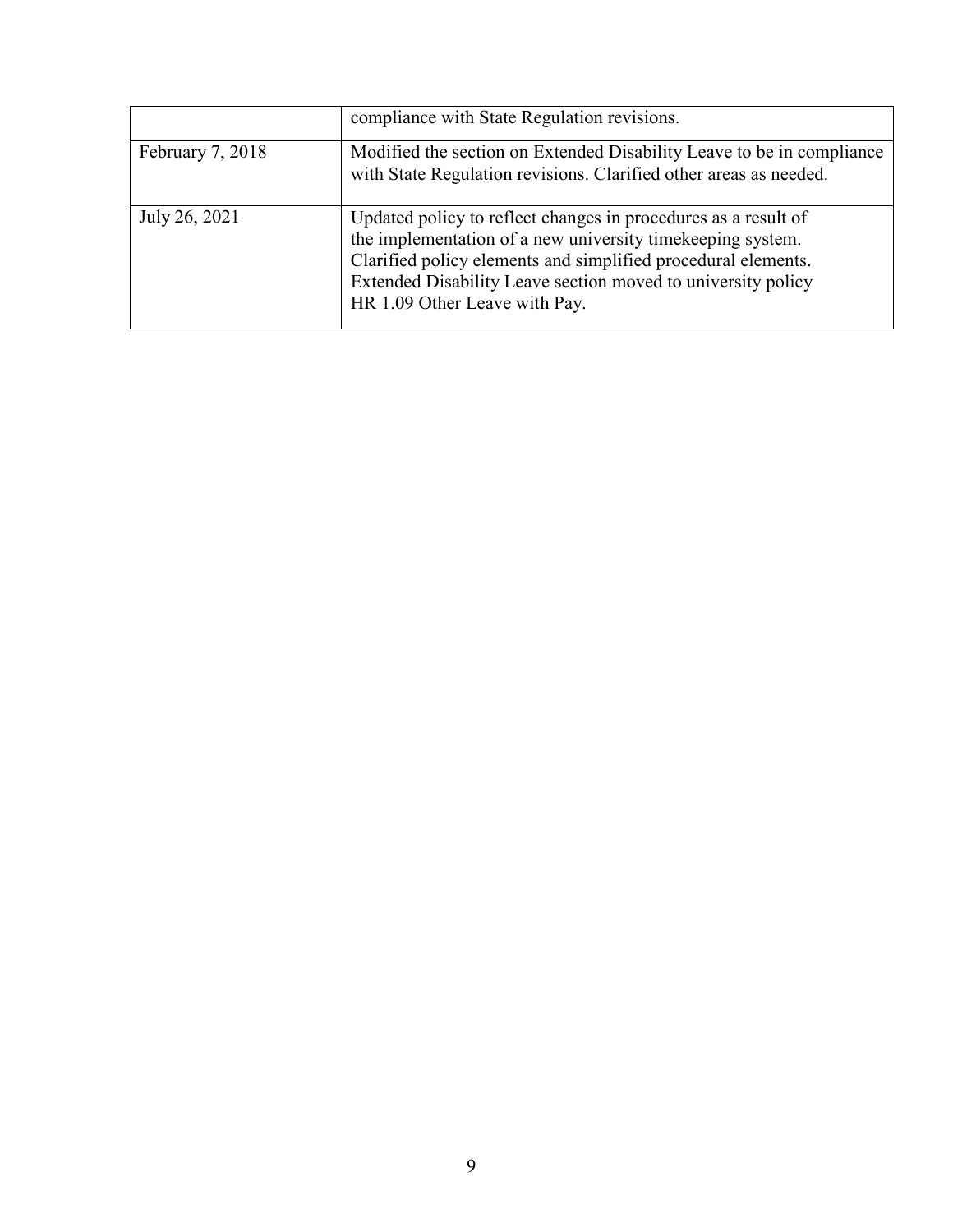| | |
|---|---|
| | compliance with State Regulation revisions. |
| February 7, 2018 | Modified the section on Extended Disability Leave to be in compliance with State Regulation revisions. Clarified other areas as needed. |
| July 26, 2021 | Updated policy to reflect changes in procedures as a result of the implementation of a new university timekeeping system. Clarified policy elements and simplified procedural elements. Extended Disability Leave section moved to university policy HR 1.09 Other Leave with Pay. |